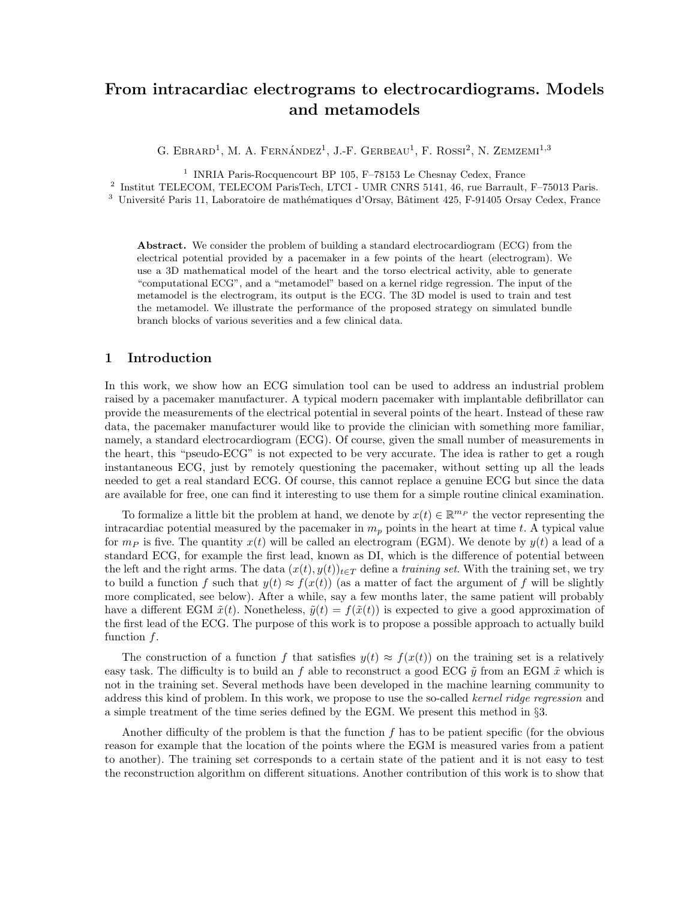# From intracardiac electrograms to electrocardiograms. Models and metamodels

G. Ebrard[1], M. A. Fernández[1], J.-F. Gerbeau[1], F. Rossi[2], N. Zemzemi[1,3]

[1] INRIA Paris-Rocquencourt BP 105, F–78153 Le Chesnay Cedex, France
[2] Institut TELECOM, TELECOM ParisTech, LTCI - UMR CNRS 5141, 46, rue Barrault, F–75013 Paris.
[3] Université Paris 11, Laboratoire de mathématiques d'Orsay, Bâtiment 425, F-91405 Orsay Cedex, France

**Abstract.** We consider the problem of building a standard electrocardiogram (ECG) from the electrical potential provided by a pacemaker in a few points of the heart (electrogram). We use a 3D mathematical model of the heart and the torso electrical activity, able to generate "computational ECG", and a "metamodel" based on a kernel ridge regression. The input of the metamodel is the electrogram, its output is the ECG. The 3D model is used to train and test the metamodel. We illustrate the performance of the proposed strategy on simulated bundle branch blocks of various severities and a few clinical data.

## 1 Introduction

In this work, we show how an ECG simulation tool can be used to address an industrial problem raised by a pacemaker manufacturer. A typical modern pacemaker with implantable defibrillator can provide the measurements of the electrical potential in several points of the heart. Instead of these raw data, the pacemaker manufacturer would like to provide the clinician with something more familiar, namely, a standard electrocardiogram (ECG). Of course, given the small number of measurements in the heart, this "pseudo-ECG" is not expected to be very accurate. The idea is rather to get a rough instantaneous ECG, just by remotely questioning the pacemaker, without setting up all the leads needed to get a real standard ECG. Of course, this cannot replace a genuine ECG but since the data are available for free, one can find it interesting to use them for a simple routine clinical examination.

To formalize a little bit the problem at hand, we denote by $x(t) \in \mathbb{R}^{m_P}$ the vector representing the intracardiac potential measured by the pacemaker in $m_p$ points in the heart at time $t$. A typical value for $m_P$ is five. The quantity $x(t)$ will be called an electrogram (EGM). We denote by $y(t)$ a lead of a standard ECG, for example the first lead, known as DI, which is the difference of potential between the left and the right arms. The data $(x(t), y(t))_{t \in T}$ define a *training set*. With the training set, we try to build a function $f$ such that $y(t) \approx f(x(t))$ (as a matter of fact the argument of $f$ will be slightly more complicated, see below). After a while, say a few months later, the same patient will probably have a different EGM $\tilde{x}(t)$. Nonetheless, $\tilde{y}(t) = f(\tilde{x}(t))$ is expected to give a good approximation of the first lead of the ECG. The purpose of this work is to propose a possible approach to actually build function $f$.

The construction of a function $f$ that satisfies $y(t) \approx f(x(t))$ on the training set is a relatively easy task. The difficulty is to build an $f$ able to reconstruct a good ECG $\tilde{y}$ from an EGM $\tilde{x}$ which is not in the training set. Several methods have been developed in the machine learning community to address this kind of problem. In this work, we propose to use the so-called *kernel ridge regression* and a simple treatment of the time series defined by the EGM. We present this method in §3.

Another difficulty of the problem is that the function $f$ has to be patient specific (for the obvious reason for example that the location of the points where the EGM is measured varies from a patient to another). The training set corresponds to a certain state of the patient and it is not easy to test the reconstruction algorithm on different situations. Another contribution of this work is to show that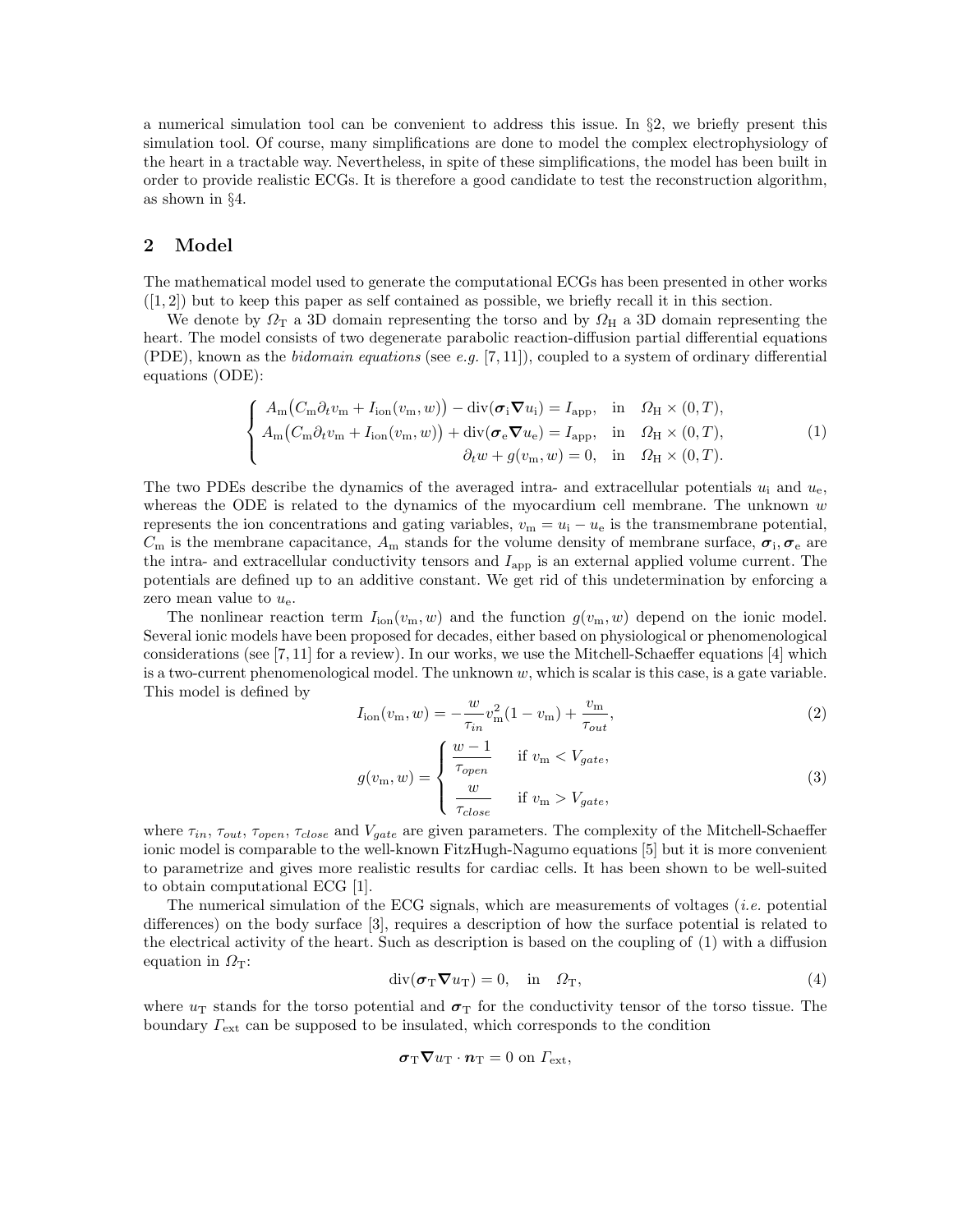a numerical simulation tool can be convenient to address this issue. In §2, we briefly present this simulation tool. Of course, many simplifications are done to model the complex electrophysiology of the heart in a tractable way. Nevertheless, in spite of these simplifications, the model has been built in order to provide realistic ECGs. It is therefore a good candidate to test the reconstruction algorithm, as shown in §4.

## 2 Model

The mathematical model used to generate the computational ECGs has been presented in other works ([1, 2]) but to keep this paper as self contained as possible, we briefly recall it in this section.

We denote by $\Omega_{\mathrm{T}}$ a 3D domain representing the torso and by $\Omega_{\mathrm{H}}$ a 3D domain representing the heart. The model consists of two degenerate parabolic reaction-diffusion partial differential equations (PDE), known as the *bidomain equations* (see *e.g.* [7, 11]), coupled to a system of ordinary differential equations (ODE):

$$
\left\{
\begin{aligned}
A_{\mathrm{m}}\big(C_{\mathrm{m}}\partial_t v_{\mathrm{m}} + I_{\mathrm{ion}}(v_{\mathrm{m}}, w)\big) - \operatorname{div}(\boldsymbol{\sigma}_{\mathrm{i}}\boldsymbol{\nabla} u_{\mathrm{i}}) &= I_{\mathrm{app}}, \quad \text{in} \quad \Omega_{\mathrm{H}} \times (0, T),\\
A_{\mathrm{m}}\big(C_{\mathrm{m}}\partial_t v_{\mathrm{m}} + I_{\mathrm{ion}}(v_{\mathrm{m}}, w)\big) + \operatorname{div}(\boldsymbol{\sigma}_{\mathrm{e}}\boldsymbol{\nabla} u_{\mathrm{e}}) &= I_{\mathrm{app}}, \quad \text{in} \quad \Omega_{\mathrm{H}} \times (0, T),\\
\partial_t w + g(v_{\mathrm{m}}, w) &= 0, \quad \text{in} \quad \Omega_{\mathrm{H}} \times (0, T).
\end{aligned}
\right.
\tag{1}
$$

The two PDEs describe the dynamics of the averaged intra- and extracellular potentials $u_{\mathrm{i}}$ and $u_{\mathrm{e}}$, whereas the ODE is related to the dynamics of the myocardium cell membrane. The unknown $w$ represents the ion concentrations and gating variables, $v_{\mathrm{m}} = u_{\mathrm{i}} - u_{\mathrm{e}}$ is the transmembrane potential, $C_{\mathrm{m}}$ is the membrane capacitance, $A_{\mathrm{m}}$ stands for the volume density of membrane surface, $\boldsymbol{\sigma}_{\mathrm{i}}, \boldsymbol{\sigma}_{\mathrm{e}}$ are the intra- and extracellular conductivity tensors and $I_{\mathrm{app}}$ is an external applied volume current. The potentials are defined up to an additive constant. We get rid of this undetermination by enforcing a zero mean value to $u_{\mathrm{e}}$.

The nonlinear reaction term $I_{\mathrm{ion}}(v_{\mathrm{m}}, w)$ and the function $g(v_{\mathrm{m}}, w)$ depend on the ionic model. Several ionic models have been proposed for decades, either based on physiological or phenomenological considerations (see [7, 11] for a review). In our works, we use the Mitchell-Schaeffer equations [4] which is a two-current phenomenological model. The unknown $w$, which is scalar is this case, is a gate variable. This model is defined by

$$
I_{\mathrm{ion}}(v_{\mathrm{m}}, w) = -\frac{w}{\tau_{in}} v_{\mathrm{m}}^2 (1 - v_{\mathrm{m}}) + \frac{v_{\mathrm{m}}}{\tau_{out}},
\tag{2}
$$

$$
g(v_{\mathrm{m}}, w) = \left\{
\begin{aligned}
&\frac{w-1}{\tau_{open}} \quad &\text{if } v_{\mathrm{m}} < V_{gate},\\
&\frac{w}{\tau_{close}} \quad &\text{if } v_{\mathrm{m}} > V_{gate},
\end{aligned}
\right.
\tag{3}
$$

where $\tau_{in}$, $\tau_{out}$, $\tau_{open}$, $\tau_{close}$ and $V_{gate}$ are given parameters. The complexity of the Mitchell-Schaeffer ionic model is comparable to the well-known FitzHugh-Nagumo equations [5] but it is more convenient to parametrize and gives more realistic results for cardiac cells. It has been shown to be well-suited to obtain computational ECG [1].

The numerical simulation of the ECG signals, which are measurements of voltages (*i.e.* potential differences) on the body surface [3], requires a description of how the surface potential is related to the electrical activity of the heart. Such as description is based on the coupling of (1) with a diffusion equation in $\Omega_{\mathrm{T}}$:

$$
\operatorname{div}(\boldsymbol{\sigma}_{\mathrm{T}}\boldsymbol{\nabla} u_{\mathrm{T}}) = 0, \quad \text{in} \quad \Omega_{\mathrm{T}},
\tag{4}
$$

where $u_{\mathrm{T}}$ stands for the torso potential and $\boldsymbol{\sigma}_{\mathrm{T}}$ for the conductivity tensor of the torso tissue. The boundary $\Gamma_{\mathrm{ext}}$ can be supposed to be insulated, which corresponds to the condition

$$
\boldsymbol{\sigma}_{\mathrm{T}}\boldsymbol{\nabla} u_{\mathrm{T}} \cdot \boldsymbol{n}_{\mathrm{T}} = 0 \text{ on } \Gamma_{\mathrm{ext}},
$$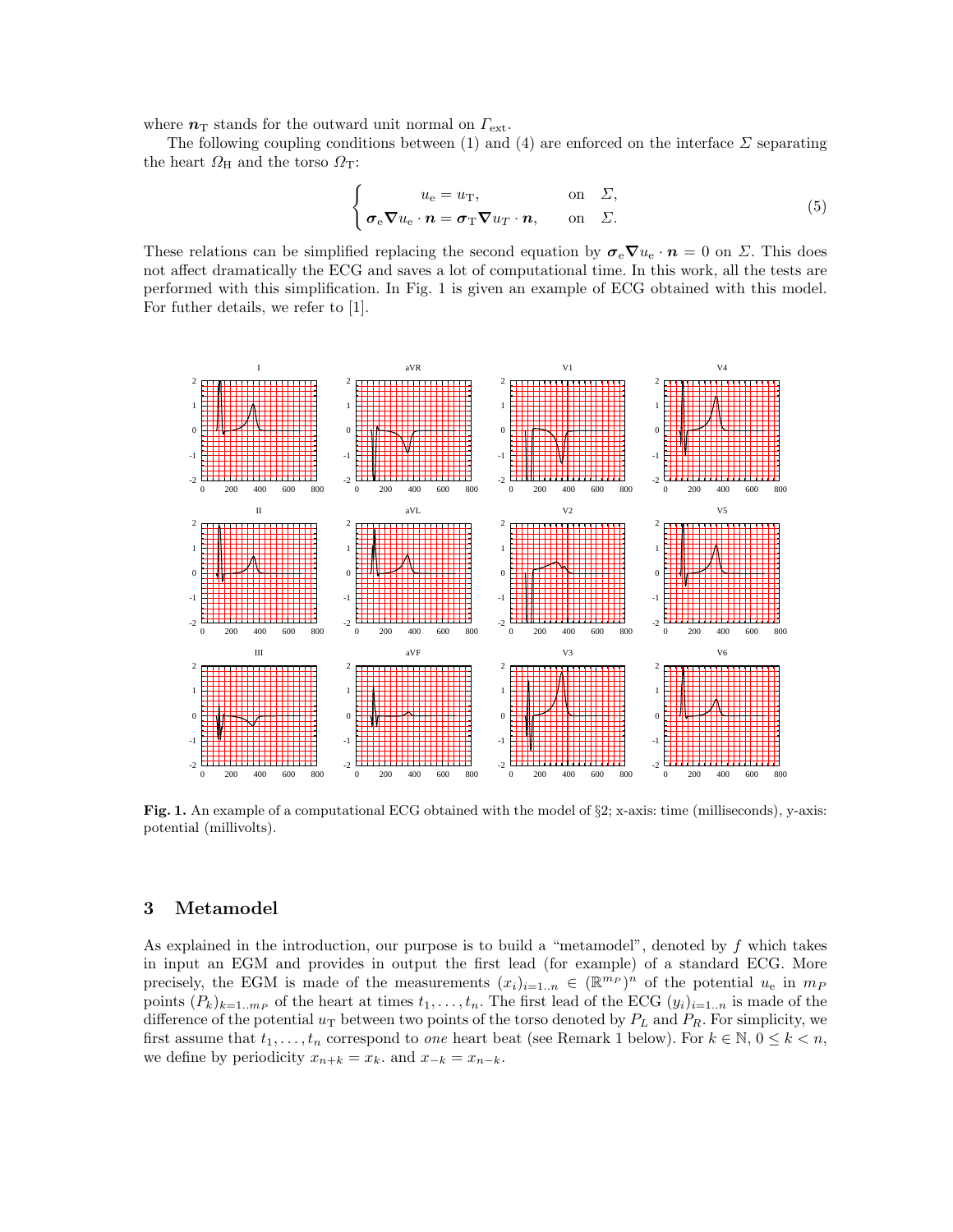where $\boldsymbol{n}_{\mathrm{T}}$ stands for the outward unit normal on $\Gamma_{\mathrm{ext}}$.

The following coupling conditions between (1) and (4) are enforced on the interface $\Sigma$ separating the heart $\Omega_{\mathrm{H}}$ and the torso $\Omega_{\mathrm{T}}$:

$$
\begin{cases}
u_{\mathrm{e}} = u_{\mathrm{T}}, & \text{on} \quad \Sigma, \\
\boldsymbol{\sigma}_{\mathrm{e}} \boldsymbol{\nabla} u_{\mathrm{e}} \cdot \boldsymbol{n} = \boldsymbol{\sigma}_{\mathrm{T}} \boldsymbol{\nabla} u_{T} \cdot \boldsymbol{n}, & \text{on} \quad \Sigma.
\end{cases} \tag{5}
$$

These relations can be simplified replacing the second equation by $\boldsymbol{\sigma}_{\mathrm{e}} \boldsymbol{\nabla} u_{\mathrm{e}} \cdot \boldsymbol{n} = 0$ on $\Sigma$. This does not affect dramatically the ECG and saves a lot of computational time. In this work, all the tests are performed with this simplification. In Fig. 1 is given an example of ECG obtained with this model. For futher details, we refer to [1].

**Fig. 1.** An example of a computational ECG obtained with the model of §2; x-axis: time (milliseconds), y-axis: potential (millivolts).

## 3 Metamodel

As explained in the introduction, our purpose is to build a "metamodel", denoted by $f$ which takes in input an EGM and provides in output the first lead (for example) of a standard ECG. More precisely, the EGM is made of the measurements $(x_i)_{i=1..n} \in (\mathbb{R}^{m_P})^n$ of the potential $u_{\mathrm{e}}$ in $m_P$ points $(P_k)_{k=1..m_P}$ of the heart at times $t_1, \ldots, t_n$. The first lead of the ECG $(y_i)_{i=1..n}$ is made of the difference of the potential $u_{\mathrm{T}}$ between two points of the torso denoted by $P_L$ and $P_R$. For simplicity, we first assume that $t_1, \ldots, t_n$ correspond to *one* heart beat (see Remark 1 below). For $k \in \mathbb{N}$, $0 \leq k < n$, we define by periodicity $x_{n+k} = x_k$. and $x_{-k} = x_{n-k}$.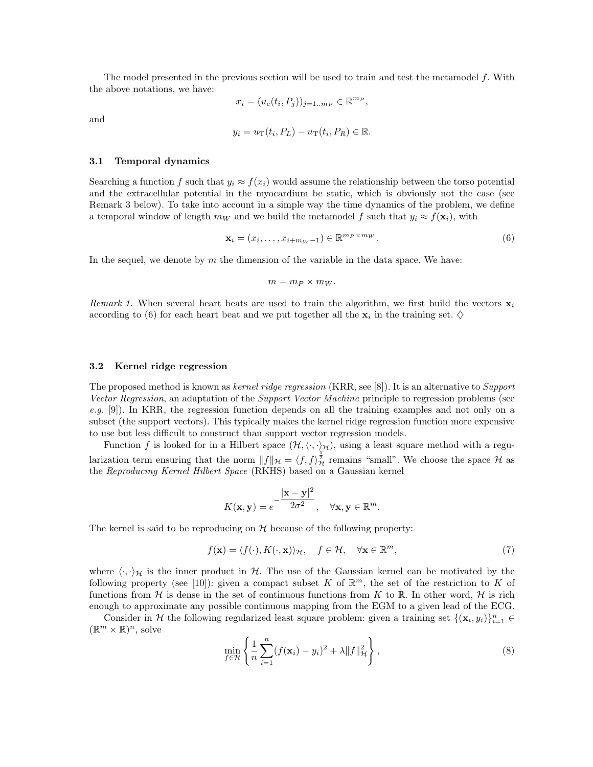The model presented in the previous section will be used to train and test the metamodel $f$. With the above notations, we have:

$$x_i = (u_{\mathrm{e}}(t_i, P_j))_{j=1..m_P} \in \mathbb{R}^{m_P},$$

and

$$y_i = u_{\mathrm{T}}(t_i, P_L) - u_{\mathrm{T}}(t_i, P_R) \in \mathbb{R}.$$

### 3.1 Temporal dynamics

Searching a function $f$ such that $y_i \approx f(x_i)$ would assume the relationship between the torso potential and the extracellular potential in the myocardium be static, which is obviously not the case (see Remark 3 below). To take into account in a simple way the time dynamics of the problem, we define a temporal window of length $m_W$ and we build the metamodel $f$ such that $y_i \approx f(\mathbf{x}_i)$, with

$$\mathbf{x}_i = (x_i, \ldots, x_{i+m_W-1}) \in \mathbb{R}^{m_P \times m_W}. \tag{6}$$

In the sequel, we denote by $m$ the dimension of the variable in the data space. We have:

$$m = m_P \times m_W.$$

*Remark 1.* When several heart beats are used to train the algorithm, we first build the vectors $\mathbf{x}_i$ according to (6) for each heart beat and we put together all the $\mathbf{x}_i$ in the training set. $\diamondsuit$

### 3.2 Kernel ridge regression

The proposed method is known as *kernel ridge regression* (KRR, see [8]). It is an alternative to *Support Vector Regression*, an adaptation of the *Support Vector Machine* principle to regression problems (see *e.g.* [9]). In KRR, the regression function depends on all the training examples and not only on a subset (the support vectors). This typically makes the kernel ridge regression function more expensive to use but less difficult to construct than support vector regression models.

Function $f$ is looked for in a Hilbert space $(\mathcal{H}, \langle\cdot,\cdot\rangle_{\mathcal{H}})$, using a least square method with a regularization term ensuring that the norm $\|f\|_{\mathcal{H}} = \langle f, f\rangle_{\mathcal{H}}^{\frac{1}{2}}$ remains "small". We choose the space $\mathcal{H}$ as the *Reproducing Kernel Hilbert Space* (RKHS) based on a Gaussian kernel

$$K(\mathbf{x}, \mathbf{y}) = e^{-\dfrac{|\mathbf{x}-\mathbf{y}|^2}{2\sigma^2}}, \quad \forall \mathbf{x}, \mathbf{y} \in \mathbb{R}^m.$$

The kernel is said to be reproducing on $\mathcal{H}$ because of the following property:

$$f(\mathbf{x}) = \langle f(\cdot), K(\cdot, \mathbf{x})\rangle_{\mathcal{H}}, \quad f \in \mathcal{H}, \quad \forall \mathbf{x} \in \mathbb{R}^m, \tag{7}$$

where $\langle\cdot,\cdot\rangle_{\mathcal{H}}$ is the inner product in $\mathcal{H}$. The use of the Gaussian kernel can be motivated by the following property (see [10]): given a compact subset $K$ of $\mathbb{R}^m$, the set of the restriction to $K$ of functions from $\mathcal{H}$ is dense in the set of continuous functions from $K$ to $\mathbb{R}$. In other word, $\mathcal{H}$ is rich enough to approximate any possible continuous mapping from the EGM to a given lead of the ECG.

Consider in $\mathcal{H}$ the following regularized least square problem: given a training set $\{(\mathbf{x}_i, y_i)\}_{i=1}^n \in (\mathbb{R}^m \times \mathbb{R})^n$, solve

$$\min_{f \in \mathcal{H}} \left\{ \frac{1}{n} \sum_{i=1}^{n} (f(\mathbf{x}_i) - y_i)^2 + \lambda \|f\|_{\mathcal{H}}^2 \right\}, \tag{8}$$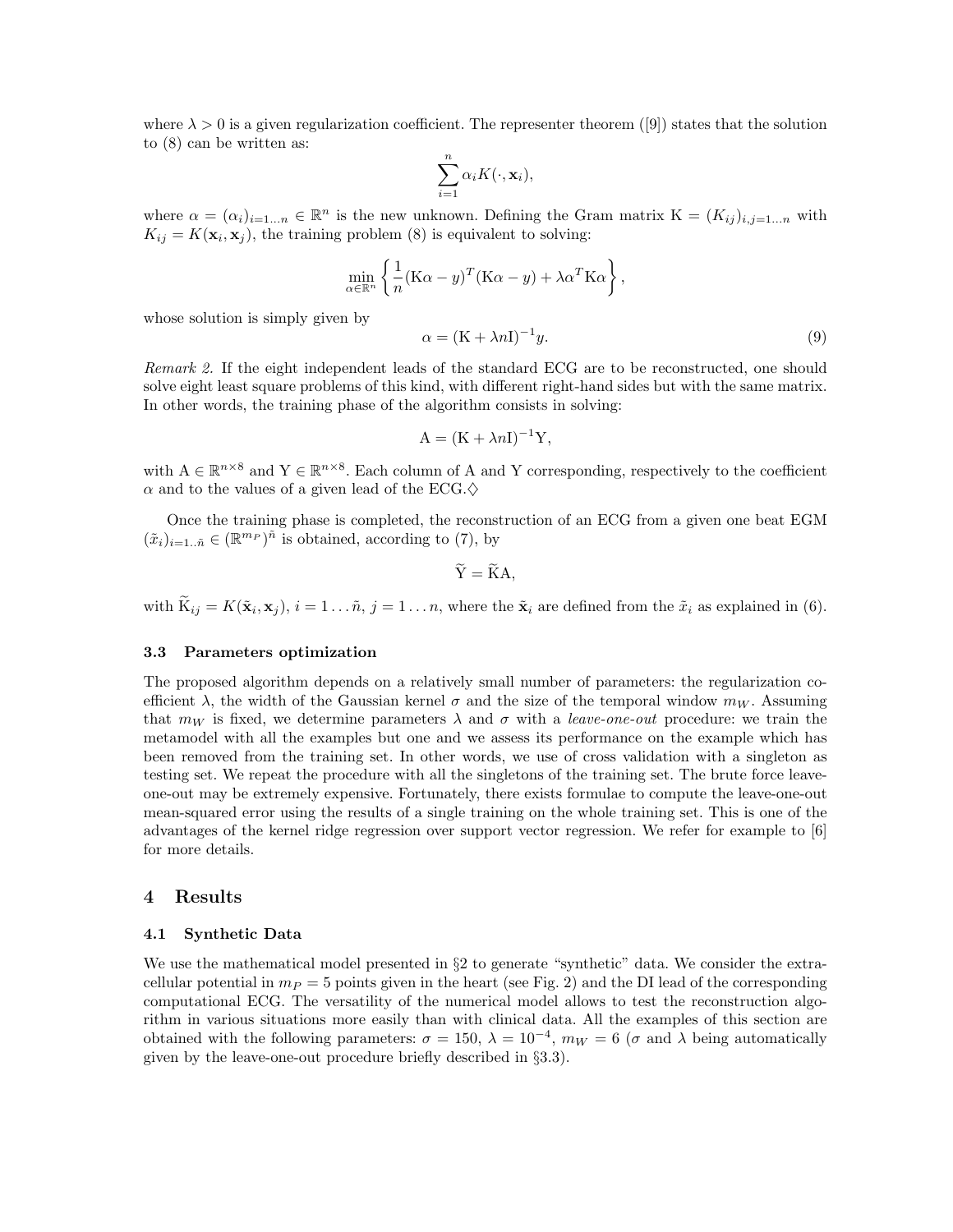where $\lambda > 0$ is a given regularization coefficient. The representer theorem ([9]) states that the solution to (8) can be written as:

$$\sum_{i=1}^{n} \alpha_i K(\cdot, \mathbf{x}_i),$$

where $\alpha = (\alpha_i)_{i=1\ldots n} \in \mathbb{R}^n$ is the new unknown. Defining the Gram matrix $\mathrm{K} = (K_{ij})_{i,j=1\ldots n}$ with $K_{ij} = K(\mathbf{x}_i, \mathbf{x}_j)$, the training problem (8) is equivalent to solving:

$$\min_{\alpha \in \mathbb{R}^n} \left\{ \frac{1}{n} (\mathrm{K}\alpha - y)^T (\mathrm{K}\alpha - y) + \lambda \alpha^T \mathrm{K} \alpha \right\},$$

whose solution is simply given by

$$\alpha = (\mathrm{K} + \lambda n \mathrm{I})^{-1} y. \tag{9}$$

*Remark 2.* If the eight independent leads of the standard ECG are to be reconstructed, one should solve eight least square problems of this kind, with different right-hand sides but with the same matrix. In other words, the training phase of the algorithm consists in solving:

$$\mathrm{A} = (\mathrm{K} + \lambda n \mathrm{I})^{-1} \mathrm{Y},$$

with $\mathrm{A} \in \mathbb{R}^{n \times 8}$ and $\mathrm{Y} \in \mathbb{R}^{n \times 8}$. Each column of A and Y corresponding, respectively to the coefficient $\alpha$ and to the values of a given lead of the ECG.$\diamondsuit$

Once the training phase is completed, the reconstruction of an ECG from a given one beat EGM $(\tilde{x}_i)_{i=1..\tilde{n}} \in (\mathbb{R}^{m_P})^{\tilde{n}}$ is obtained, according to (7), by

$$\widetilde{\mathrm{Y}} = \widetilde{\mathrm{K}} \mathrm{A},$$

with $\widetilde{\mathrm{K}}_{ij} = K(\tilde{\mathbf{x}}_i, \mathbf{x}_j)$, $i = 1 \ldots \tilde{n}$, $j = 1 \ldots n$, where the $\tilde{\mathbf{x}}_i$ are defined from the $\tilde{x}_i$ as explained in (6).

### 3.3 Parameters optimization

The proposed algorithm depends on a relatively small number of parameters: the regularization coefficient $\lambda$, the width of the Gaussian kernel $\sigma$ and the size of the temporal window $m_W$. Assuming that $m_W$ is fixed, we determine parameters $\lambda$ and $\sigma$ with a *leave-one-out* procedure: we train the metamodel with all the examples but one and we assess its performance on the example which has been removed from the training set. In other words, we use of cross validation with a singleton as testing set. We repeat the procedure with all the singletons of the training set. The brute force leave-one-out may be extremely expensive. Fortunately, there exists formulae to compute the leave-one-out mean-squared error using the results of a single training on the whole training set. This is one of the advantages of the kernel ridge regression over support vector regression. We refer for example to [6] for more details.

## 4 Results

### 4.1 Synthetic Data

We use the mathematical model presented in §2 to generate "synthetic" data. We consider the extracellular potential in $m_P = 5$ points given in the heart (see Fig. 2) and the DI lead of the corresponding computational ECG. The versatility of the numerical model allows to test the reconstruction algorithm in various situations more easily than with clinical data. All the examples of this section are obtained with the following parameters: $\sigma = 150$, $\lambda = 10^{-4}$, $m_W = 6$ ($\sigma$ and $\lambda$ being automatically given by the leave-one-out procedure briefly described in §3.3).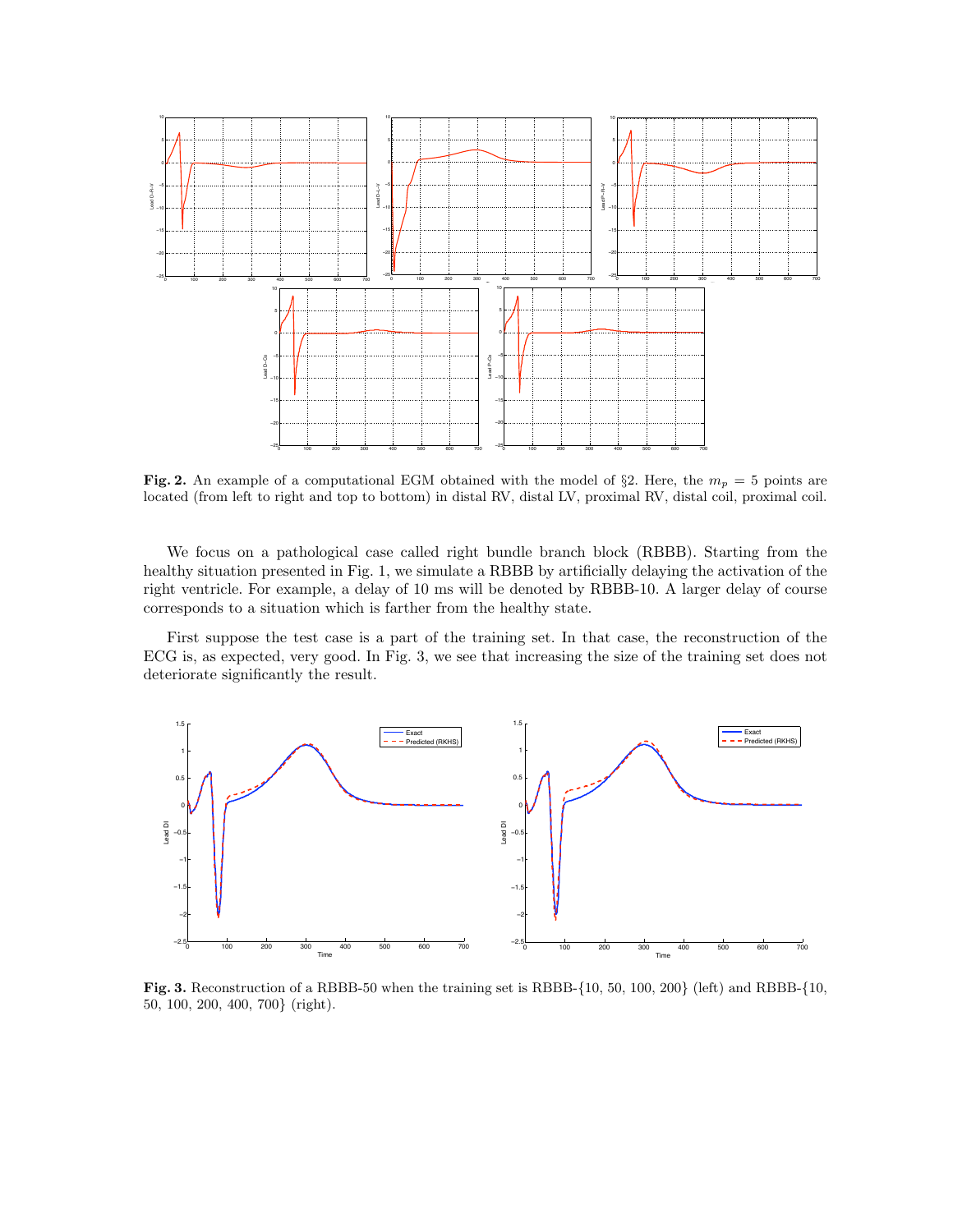**Fig. 2.** An example of a computational EGM obtained with the model of §2. Here, the $m_p = 5$ points are located (from left to right and top to bottom) in distal RV, distal LV, proximal RV, distal coil, proximal coil.

We focus on a pathological case called right bundle branch block (RBBB). Starting from the healthy situation presented in Fig. 1, we simulate a RBBB by artificially delaying the activation of the right ventricle. For example, a delay of 10 ms will be denoted by RBBB-10. A larger delay of course corresponds to a situation which is farther from the healthy state.

First suppose the test case is a part of the training set. In that case, the reconstruction of the ECG is, as expected, very good. In Fig. 3, we see that increasing the size of the training set does not deteriorate significantly the result.

**Fig. 3.** Reconstruction of a RBBB-50 when the training set is RBBB-{10, 50, 100, 200} (left) and RBBB-{10, 50, 100, 200, 400, 700} (right).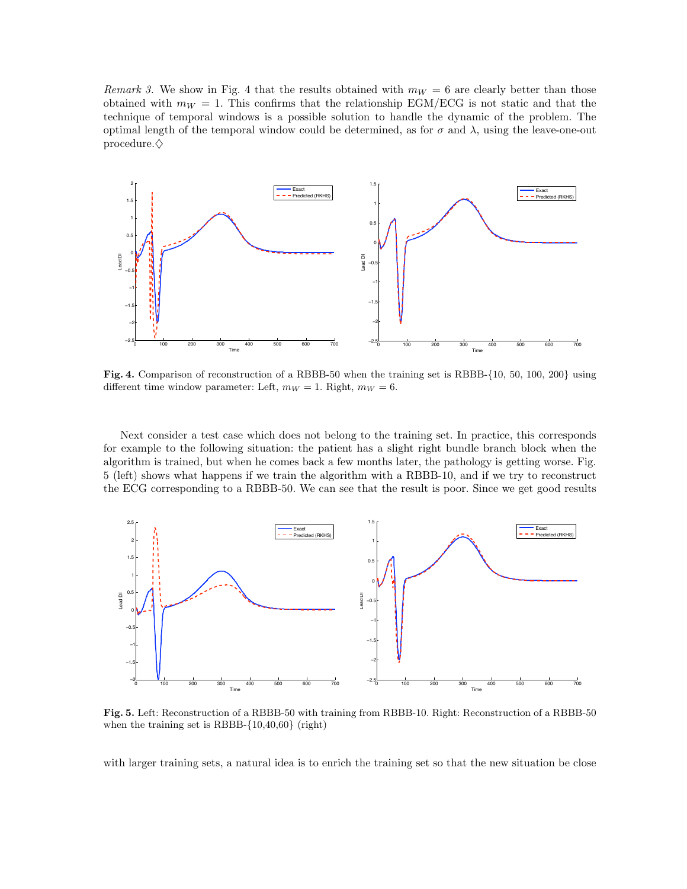*Remark 3.* We show in Fig. 4 that the results obtained with $m_W = 6$ are clearly better than those obtained with $m_W = 1$. This confirms that the relationship EGM/ECG is not static and that the technique of temporal windows is a possible solution to handle the dynamic of the problem. The optimal length of the temporal window could be determined, as for $\sigma$ and $\lambda$, using the leave-one-out procedure.$\diamondsuit$

**Fig. 4.** Comparison of reconstruction of a RBBB-50 when the training set is RBBB-{10, 50, 100, 200} using different time window parameter: Left, $m_W = 1$. Right, $m_W = 6$.

Next consider a test case which does not belong to the training set. In practice, this corresponds for example to the following situation: the patient has a slight right bundle branch block when the algorithm is trained, but when he comes back a few months later, the pathology is getting worse. Fig. 5 (left) shows what happens if we train the algorithm with a RBBB-10, and if we try to reconstruct the ECG corresponding to a RBBB-50. We can see that the result is poor. Since we get good results

**Fig. 5.** Left: Reconstruction of a RBBB-50 with training from RBBB-10. Right: Reconstruction of a RBBB-50 when the training set is RBBB-{10,40,60} (right)

with larger training sets, a natural idea is to enrich the training set so that the new situation be close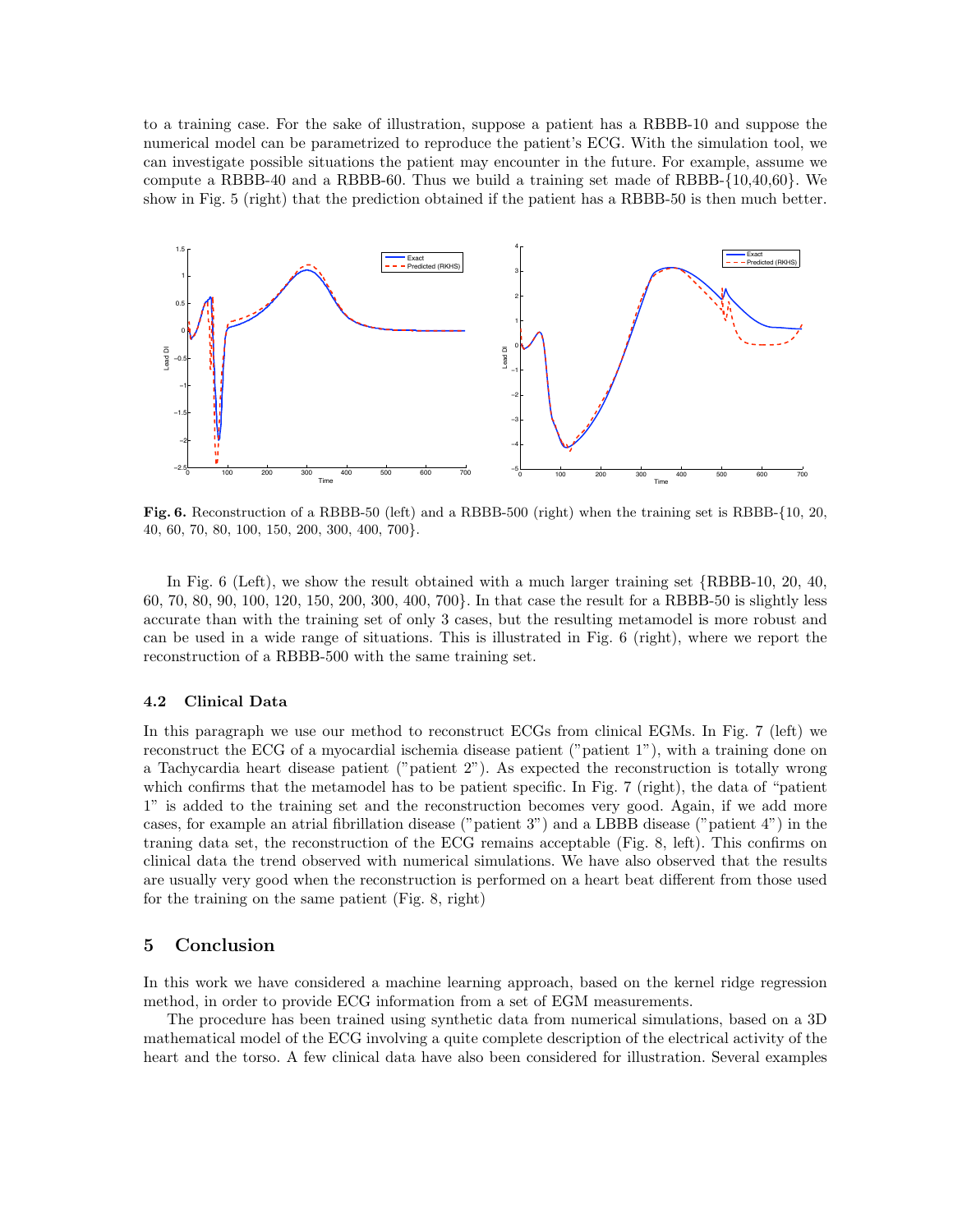to a training case. For the sake of illustration, suppose a patient has a RBBB-10 and suppose the numerical model can be parametrized to reproduce the patient's ECG. With the simulation tool, we can investigate possible situations the patient may encounter in the future. For example, assume we compute a RBBB-40 and a RBBB-60. Thus we build a training set made of RBBB-{10,40,60}. We show in Fig. 5 (right) that the prediction obtained if the patient has a RBBB-50 is then much better.

**Fig. 6.** Reconstruction of a RBBB-50 (left) and a RBBB-500 (right) when the training set is RBBB-{10, 20, 40, 60, 70, 80, 100, 150, 200, 300, 400, 700}.

In Fig. 6 (Left), we show the result obtained with a much larger training set {RBBB-10, 20, 40, 60, 70, 80, 90, 100, 120, 150, 200, 300, 400, 700}. In that case the result for a RBBB-50 is slightly less accurate than with the training set of only 3 cases, but the resulting metamodel is more robust and can be used in a wide range of situations. This is illustrated in Fig. 6 (right), where we report the reconstruction of a RBBB-500 with the same training set.

### 4.2 Clinical Data

In this paragraph we use our method to reconstruct ECGs from clinical EGMs. In Fig. 7 (left) we reconstruct the ECG of a myocardial ischemia disease patient ("patient 1"), with a training done on a Tachycardia heart disease patient ("patient 2"). As expected the reconstruction is totally wrong which confirms that the metamodel has to be patient specific. In Fig. 7 (right), the data of "patient 1" is added to the training set and the reconstruction becomes very good. Again, if we add more cases, for example an atrial fibrillation disease ("patient 3") and a LBBB disease ("patient 4") in the traning data set, the reconstruction of the ECG remains acceptable (Fig. 8, left). This confirms on clinical data the trend observed with numerical simulations. We have also observed that the results are usually very good when the reconstruction is performed on a heart beat different from those used for the training on the same patient (Fig. 8, right)

## 5 Conclusion

In this work we have considered a machine learning approach, based on the kernel ridge regression method, in order to provide ECG information from a set of EGM measurements.

The procedure has been trained using synthetic data from numerical simulations, based on a 3D mathematical model of the ECG involving a quite complete description of the electrical activity of the heart and the torso. A few clinical data have also been considered for illustration. Several examples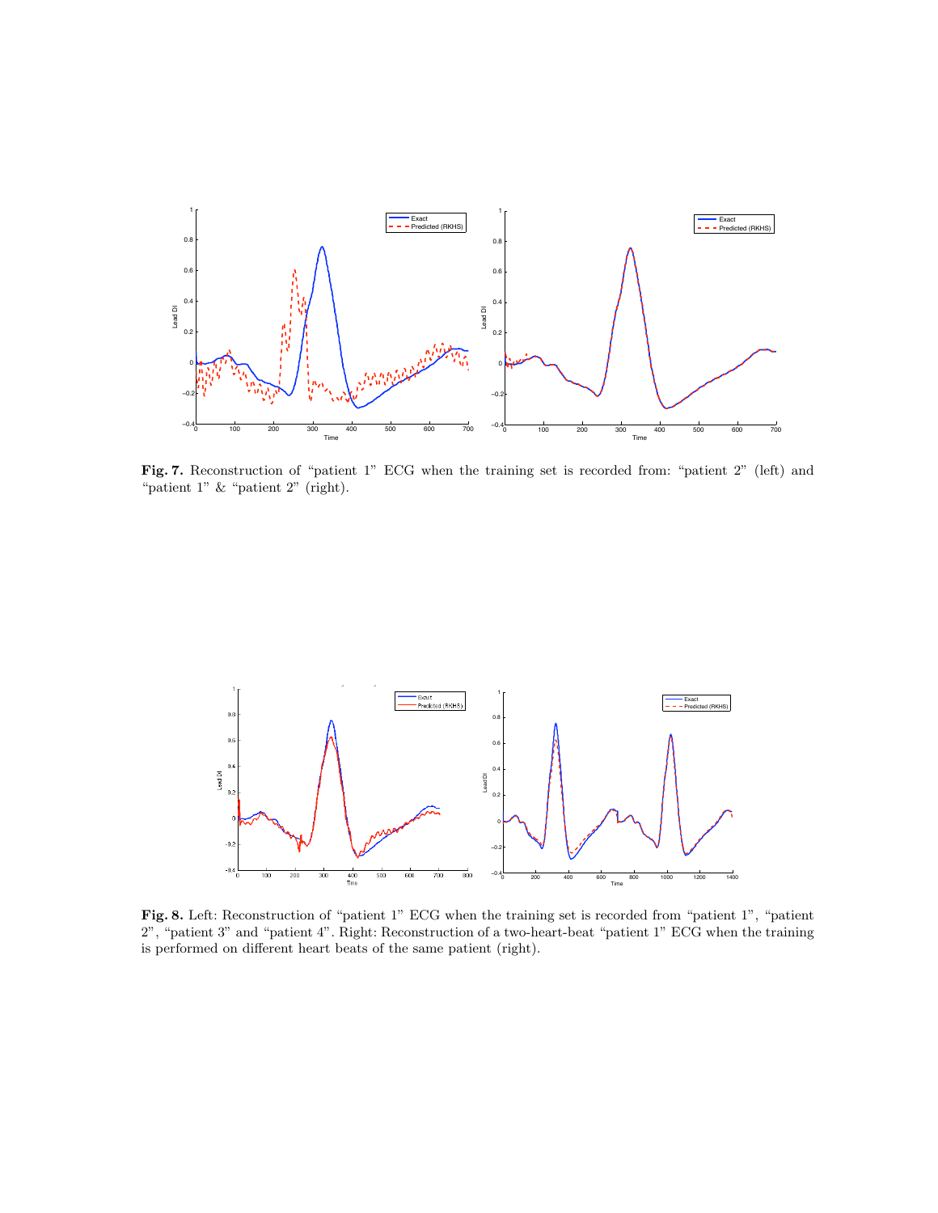**Fig. 7.** Reconstruction of "patient 1" ECG when the training set is recorded from: "patient 2" (left) and "patient 1" & "patient 2" (right).

**Fig. 8.** Left: Reconstruction of "patient 1" ECG when the training set is recorded from "patient 1", "patient 2", "patient 3" and "patient 4". Right: Reconstruction of a two-heart-beat "patient 1" ECG when the training is performed on different heart beats of the same patient (right).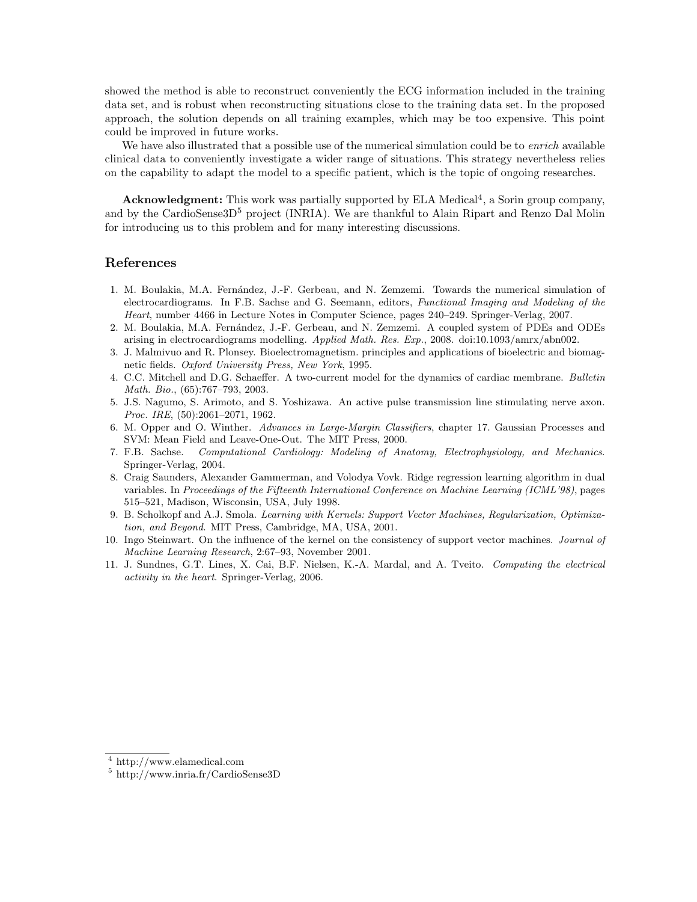showed the method is able to reconstruct conveniently the ECG information included in the training data set, and is robust when reconstructing situations close to the training data set. In the proposed approach, the solution depends on all training examples, which may be too expensive. This point could be improved in future works.

We have also illustrated that a possible use of the numerical simulation could be to *enrich* available clinical data to conveniently investigate a wider range of situations. This strategy nevertheless relies on the capability to adapt the model to a specific patient, which is the topic of ongoing researches.

**Acknowledgment:** This work was partially supported by ELA Medical[4], a Sorin group company, and by the CardioSense3D[5] project (INRIA). We are thankful to Alain Ripart and Renzo Dal Molin for introducing us to this problem and for many interesting discussions.

## References

1. M. Boulakia, M.A. Fernández, J.-F. Gerbeau, and N. Zemzemi. Towards the numerical simulation of electrocardiograms. In F.B. Sachse and G. Seemann, editors, *Functional Imaging and Modeling of the Heart*, number 4466 in Lecture Notes in Computer Science, pages 240–249. Springer-Verlag, 2007.
2. M. Boulakia, M.A. Fernández, J.-F. Gerbeau, and N. Zemzemi. A coupled system of PDEs and ODEs arising in electrocardiograms modelling. *Applied Math. Res. Exp.*, 2008. doi:10.1093/amrx/abn002.
3. J. Malmivuo and R. Plonsey. Bioelectromagnetism. principles and applications of bioelectric and biomagnetic fields. *Oxford University Press, New York*, 1995.
4. C.C. Mitchell and D.G. Schaeffer. A two-current model for the dynamics of cardiac membrane. *Bulletin Math. Bio.*, (65):767–793, 2003.
5. J.S. Nagumo, S. Arimoto, and S. Yoshizawa. An active pulse transmission line stimulating nerve axon. *Proc. IRE*, (50):2061–2071, 1962.
6. M. Opper and O. Winther. *Advances in Large-Margin Classifiers*, chapter 17. Gaussian Processes and SVM: Mean Field and Leave-One-Out. The MIT Press, 2000.
7. F.B. Sachse. *Computational Cardiology: Modeling of Anatomy, Electrophysiology, and Mechanics*. Springer-Verlag, 2004.
8. Craig Saunders, Alexander Gammerman, and Volodya Vovk. Ridge regression learning algorithm in dual variables. In *Proceedings of the Fifteenth International Conference on Machine Learning (ICML'98)*, pages 515–521, Madison, Wisconsin, USA, July 1998.
9. B. Scholkopf and A.J. Smola. *Learning with Kernels: Support Vector Machines, Regularization, Optimization, and Beyond*. MIT Press, Cambridge, MA, USA, 2001.
10. Ingo Steinwart. On the influence of the kernel on the consistency of support vector machines. *Journal of Machine Learning Research*, 2:67–93, November 2001.
11. J. Sundnes, G.T. Lines, X. Cai, B.F. Nielsen, K.-A. Mardal, and A. Tveito. *Computing the electrical activity in the heart*. Springer-Verlag, 2006.

[4] http://www.elamedical.com

[5] http://www.inria.fr/CardioSense3D